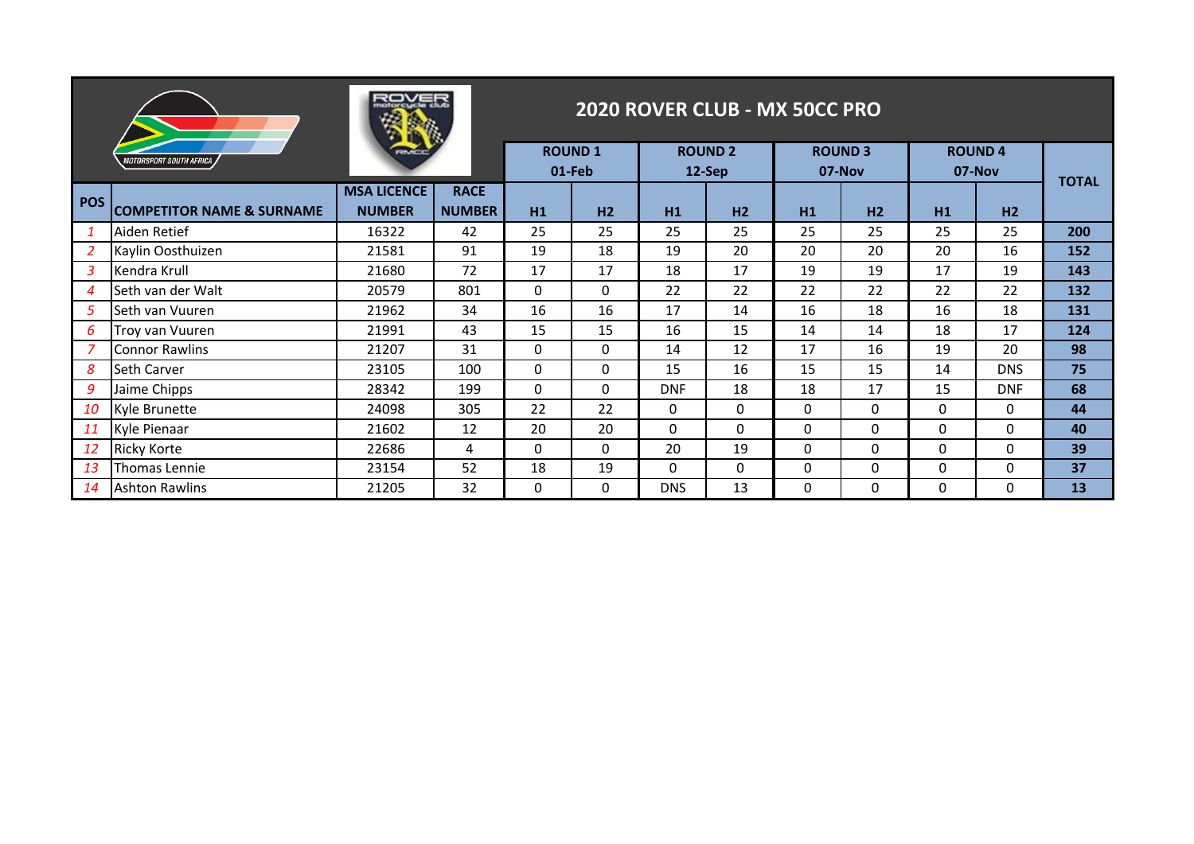# 2020 ROVER CLUB - MX 50CC PRO

| POS | COMPETITOR NAME & SURNAME | MSA LICENCE NUMBER | RACE NUMBER | ROUND 1 01-Feb | | ROUND 2 12-Sep | | ROUND 3 07-Nov | | ROUND 4 07-Nov | | TOTAL |
|---|---|---|---|---|---|---|---|---|---|---|---|---|
| | | | | H1 | H2 | H1 | H2 | H1 | H2 | H1 | H2 | |
| *1* | Aiden Retief | 16322 | 42 | 25 | 25 | 25 | 25 | 25 | 25 | 25 | 25 | **200** |
| *2* | Kaylin Oosthuizen | 21581 | 91 | 19 | 18 | 19 | 20 | 20 | 20 | 20 | 16 | **152** |
| *3* | Kendra Krull | 21680 | 72 | 17 | 17 | 18 | 17 | 19 | 19 | 17 | 19 | **143** |
| *4* | Seth van der Walt | 20579 | 801 | 0 | 0 | 22 | 22 | 22 | 22 | 22 | 22 | **132** |
| *5* | Seth van Vuuren | 21962 | 34 | 16 | 16 | 17 | 14 | 16 | 18 | 16 | 18 | **131** |
| *6* | Troy van Vuuren | 21991 | 43 | 15 | 15 | 16 | 15 | 14 | 14 | 18 | 17 | **124** |
| *7* | Connor Rawlins | 21207 | 31 | 0 | 0 | 14 | 12 | 17 | 16 | 19 | 20 | **98** |
| *8* | Seth Carver | 23105 | 100 | 0 | 0 | 15 | 16 | 15 | 15 | 14 | DNS | **75** |
| *9* | Jaime Chipps | 28342 | 199 | 0 | 0 | DNF | 18 | 18 | 17 | 15 | DNF | **68** |
| *10* | Kyle Brunette | 24098 | 305 | 22 | 22 | 0 | 0 | 0 | 0 | 0 | 0 | **44** |
| *11* | Kyle Pienaar | 21602 | 12 | 20 | 20 | 0 | 0 | 0 | 0 | 0 | 0 | **40** |
| *12* | Ricky Korte | 22686 | 4 | 0 | 0 | 20 | 19 | 0 | 0 | 0 | 0 | **39** |
| *13* | Thomas Lennie | 23154 | 52 | 18 | 19 | 0 | 0 | 0 | 0 | 0 | 0 | **37** |
| *14* | Ashton Rawlins | 21205 | 32 | 0 | 0 | DNS | 13 | 0 | 0 | 0 | 0 | **13** |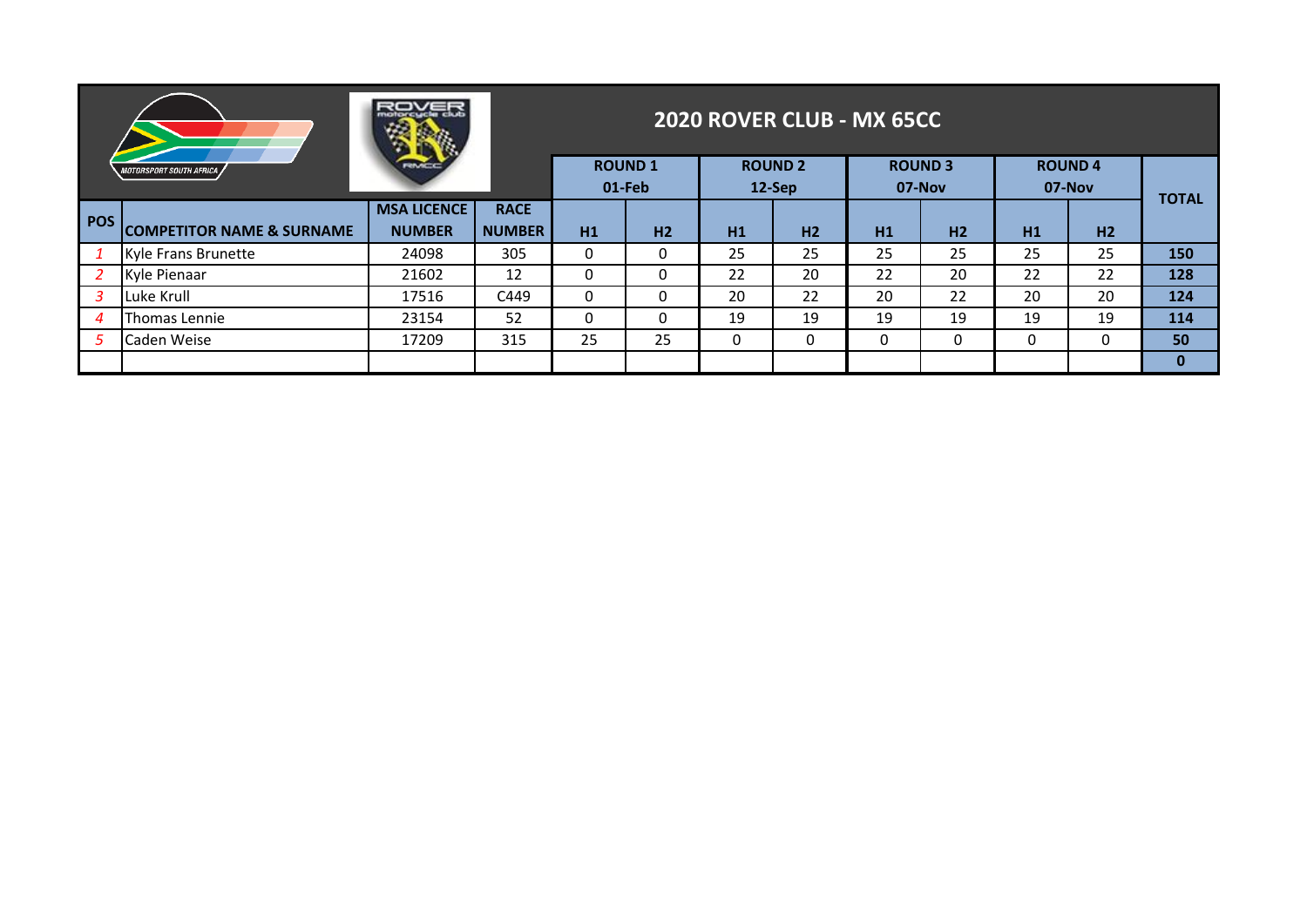# 2020 ROVER CLUB - MX 65CC

| POS | COMPETITOR NAME & SURNAME | MSA LICENCE NUMBER | RACE NUMBER | ROUND 1 01-Feb | | ROUND 2 12-Sep | | ROUND 3 07-Nov | | ROUND 4 07-Nov | | TOTAL |
|---|---|---|---|---|---|---|---|---|---|---|---|---|
| | | | | H1 | H2 | H1 | H2 | H1 | H2 | H1 | H2 | |
| *1* | Kyle Frans Brunette | 24098 | 305 | 0 | 0 | 25 | 25 | 25 | 25 | 25 | 25 | **150** |
| *2* | Kyle Pienaar | 21602 | 12 | 0 | 0 | 22 | 20 | 22 | 20 | 22 | 22 | **128** |
| *3* | Luke Krull | 17516 | C449 | 0 | 0 | 20 | 22 | 20 | 22 | 20 | 20 | **124** |
| *4* | Thomas Lennie | 23154 | 52 | 0 | 0 | 19 | 19 | 19 | 19 | 19 | 19 | **114** |
| *5* | Caden Weise | 17209 | 315 | 25 | 25 | 0 | 0 | 0 | 0 | 0 | 0 | **50** |
| | | | | | | | | | | | | **0** |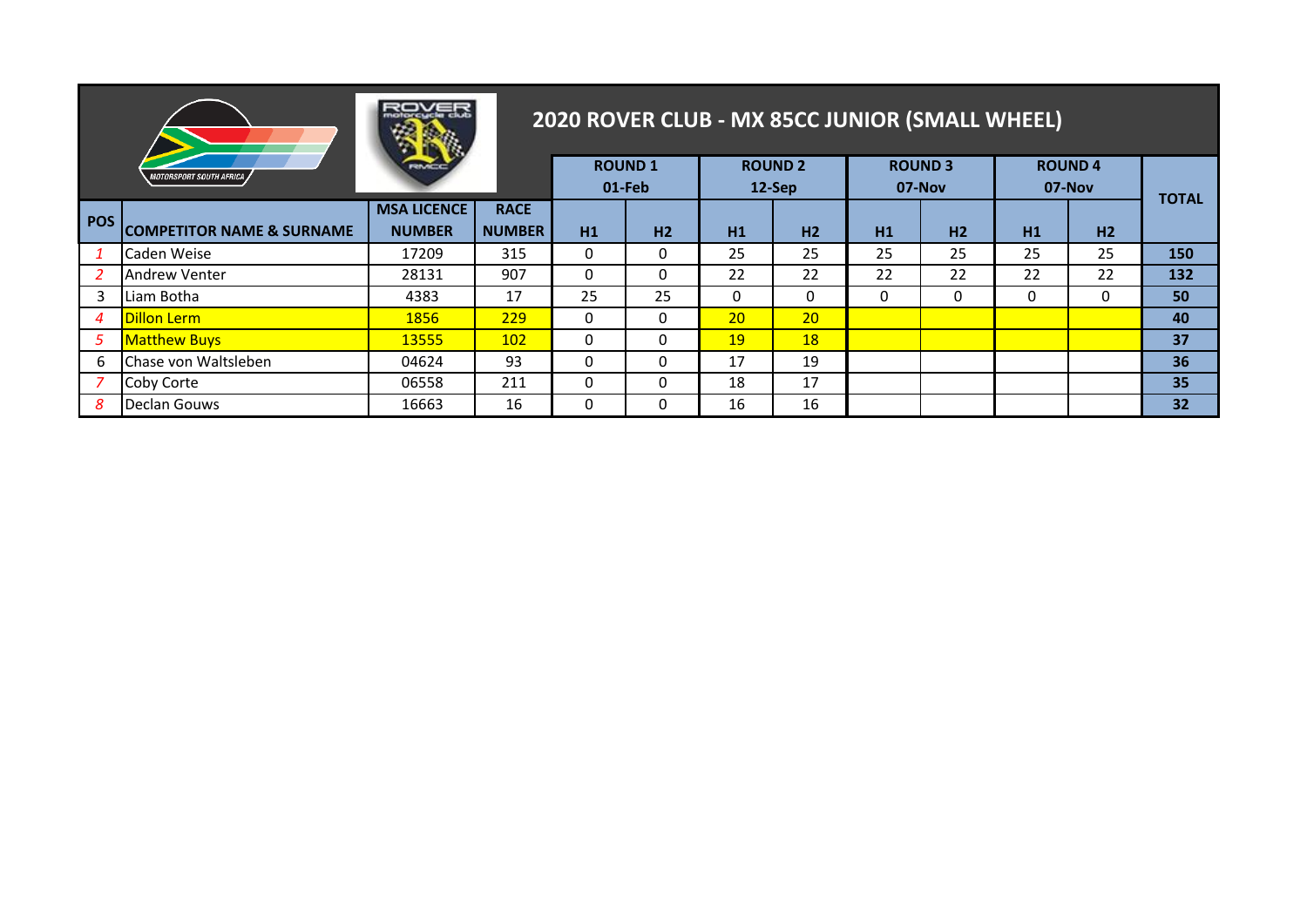# 2020 ROVER CLUB - MX 85CC JUNIOR (SMALL WHEEL)

| POS | COMPETITOR NAME & SURNAME | MSA LICENCE NUMBER | RACE NUMBER | ROUND 1 01-Feb | | ROUND 2 12-Sep | | ROUND 3 07-Nov | | ROUND 4 07-Nov | | TOTAL |
|---|---|---|---|---|---|---|---|---|---|---|---|---|
| | | | | H1 | H2 | H1 | H2 | H1 | H2 | H1 | H2 | |
| 1 | Caden Weise | 17209 | 315 | 0 | 0 | 25 | 25 | 25 | 25 | 25 | 25 | **150** |
| 2 | Andrew Venter | 28131 | 907 | 0 | 0 | 22 | 22 | 22 | 22 | 22 | 22 | **132** |
| 3 | Liam Botha | 4383 | 17 | 25 | 25 | 0 | 0 | 0 | 0 | 0 | 0 | **50** |
| 4 | Dillon Lerm | 1856 | 229 | 0 | 0 | 20 | 20 | | | | | **40** |
| 5 | Matthew Buys | 13555 | 102 | 0 | 0 | 19 | 18 | | | | | **37** |
| 6 | Chase von Waltsleben | 04624 | 93 | 0 | 0 | 17 | 19 | | | | | **36** |
| 7 | Coby Corte | 06558 | 211 | 0 | 0 | 18 | 17 | | | | | **35** |
| 8 | Declan Gouws | 16663 | 16 | 0 | 0 | 16 | 16 | | | | | **32** |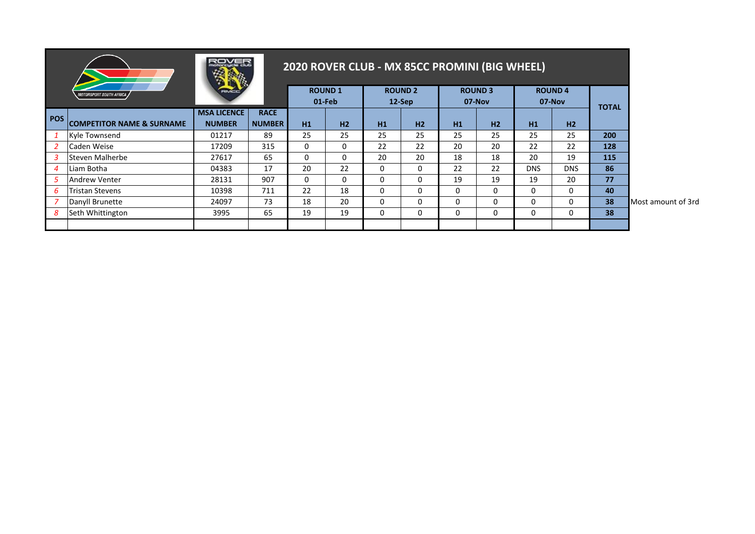# 2020 ROVER CLUB - MX 85CC PROMINI (BIG WHEEL)

| POS | COMPETITOR NAME & SURNAME | MSA LICENCE NUMBER | RACE NUMBER | ROUND 1 01-Feb H1 | ROUND 1 01-Feb H2 | ROUND 2 12-Sep H1 | ROUND 2 12-Sep H2 | ROUND 3 07-Nov H1 | ROUND 3 07-Nov H2 | ROUND 4 07-Nov H1 | ROUND 4 07-Nov H2 | TOTAL | |
|---|---|---|---|---|---|---|---|---|---|---|---|---|---|
| *1* | Kyle Townsend | 01217 | 89 | 25 | 25 | 25 | 25 | 25 | 25 | 25 | 25 | **200** | |
| *2* | Caden Weise | 17209 | 315 | 0 | 0 | 22 | 22 | 20 | 20 | 22 | 22 | **128** | |
| *3* | Steven Malherbe | 27617 | 65 | 0 | 0 | 20 | 20 | 18 | 18 | 20 | 19 | **115** | |
| *4* | Liam Botha | 04383 | 17 | 20 | 22 | 0 | 0 | 22 | 22 | DNS | DNS | **86** | |
| *5* | Andrew Venter | 28131 | 907 | 0 | 0 | 0 | 0 | 19 | 19 | 19 | 20 | **77** | |
| *6* | Tristan Stevens | 10398 | 711 | 22 | 18 | 0 | 0 | 0 | 0 | 0 | 0 | **40** | |
| *7* | Danyll Brunette | 24097 | 73 | 18 | 20 | 0 | 0 | 0 | 0 | 0 | 0 | **38** | Most amount of 3rd |
| *8* | Seth Whittington | 3995 | 65 | 19 | 19 | 0 | 0 | 0 | 0 | 0 | 0 | **38** | |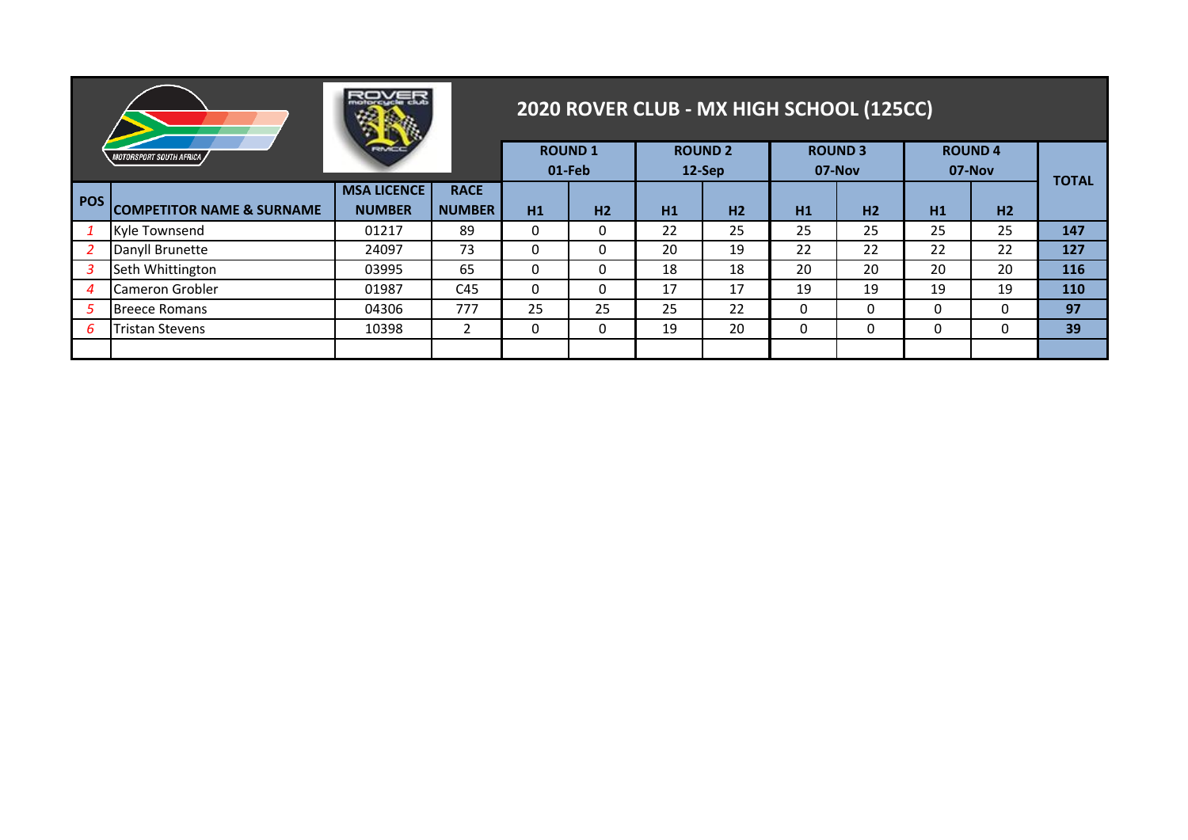# 2020 ROVER CLUB - MX HIGH SCHOOL (125CC)

| POS | COMPETITOR NAME & SURNAME | MSA LICENCE NUMBER | RACE NUMBER | ROUND 1 01-Feb | | ROUND 2 12-Sep | | ROUND 3 07-Nov | | ROUND 4 07-Nov | | TOTAL |
|---|---|---|---|---|---|---|---|---|---|---|---|---|
| | | | | H1 | H2 | H1 | H2 | H1 | H2 | H1 | H2 | |
| *1* | Kyle Townsend | 01217 | 89 | 0 | 0 | 22 | 25 | 25 | 25 | 25 | 25 | **147** |
| *2* | Danyll Brunette | 24097 | 73 | 0 | 0 | 20 | 19 | 22 | 22 | 22 | 22 | **127** |
| *3* | Seth Whittington | 03995 | 65 | 0 | 0 | 18 | 18 | 20 | 20 | 20 | 20 | **116** |
| *4* | Cameron Grobler | 01987 | C45 | 0 | 0 | 17 | 17 | 19 | 19 | 19 | 19 | **110** |
| *5* | Breece Romans | 04306 | 777 | 25 | 25 | 25 | 22 | 0 | 0 | 0 | 0 | **97** |
| *6* | Tristan Stevens | 10398 | 2 | 0 | 0 | 19 | 20 | 0 | 0 | 0 | 0 | **39** |
| | | | | | | | | | | | | |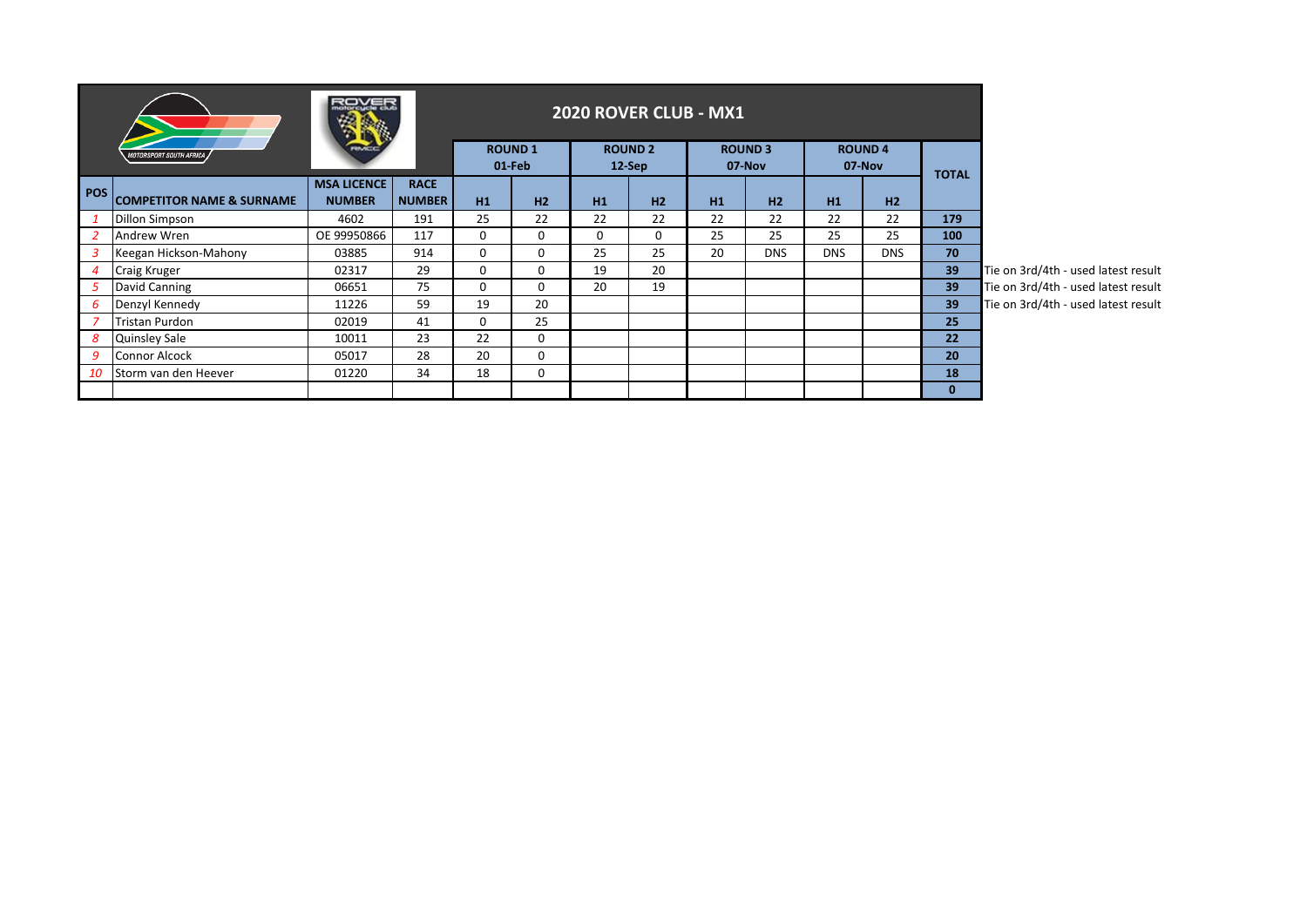# 2020 ROVER CLUB - MX1

| POS | COMPETITOR NAME & SURNAME | MSA LICENCE NUMBER | RACE NUMBER | ROUND 1 01-Feb H1 | ROUND 1 01-Feb H2 | ROUND 2 12-Sep H1 | ROUND 2 12-Sep H2 | ROUND 3 07-Nov H1 | ROUND 3 07-Nov H2 | ROUND 4 07-Nov H1 | ROUND 4 07-Nov H2 | TOTAL | |
|---|---|---|---|---|---|---|---|---|---|---|---|---|---|
| *1* | Dillon Simpson | 4602 | 191 | 25 | 22 | 22 | 22 | 22 | 22 | 22 | 22 | **179** | |
| *2* | Andrew Wren | OE 99950866 | 117 | 0 | 0 | 0 | 0 | 25 | 25 | 25 | 25 | **100** | |
| *3* | Keegan Hickson-Mahony | 03885 | 914 | 0 | 0 | 25 | 25 | 20 | DNS | DNS | DNS | **70** | |
| *4* | Craig Kruger | 02317 | 29 | 0 | 0 | 19 | 20 | | | | | **39** | Tie on 3rd/4th - used latest result |
| *5* | David Canning | 06651 | 75 | 0 | 0 | 20 | 19 | | | | | **39** | Tie on 3rd/4th - used latest result |
| *6* | Denzyl Kennedy | 11226 | 59 | 19 | 20 | | | | | | | **39** | Tie on 3rd/4th - used latest result |
| *7* | Tristan Purdon | 02019 | 41 | 0 | 25 | | | | | | | **25** | |
| *8* | Quinsley Sale | 10011 | 23 | 22 | 0 | | | | | | | **22** | |
| *9* | Connor Alcock | 05017 | 28 | 20 | 0 | | | | | | | **20** | |
| *10* | Storm van den Heever | 01220 | 34 | 18 | 0 | | | | | | | **18** | |
| | | | | | | | | | | | | **0** | |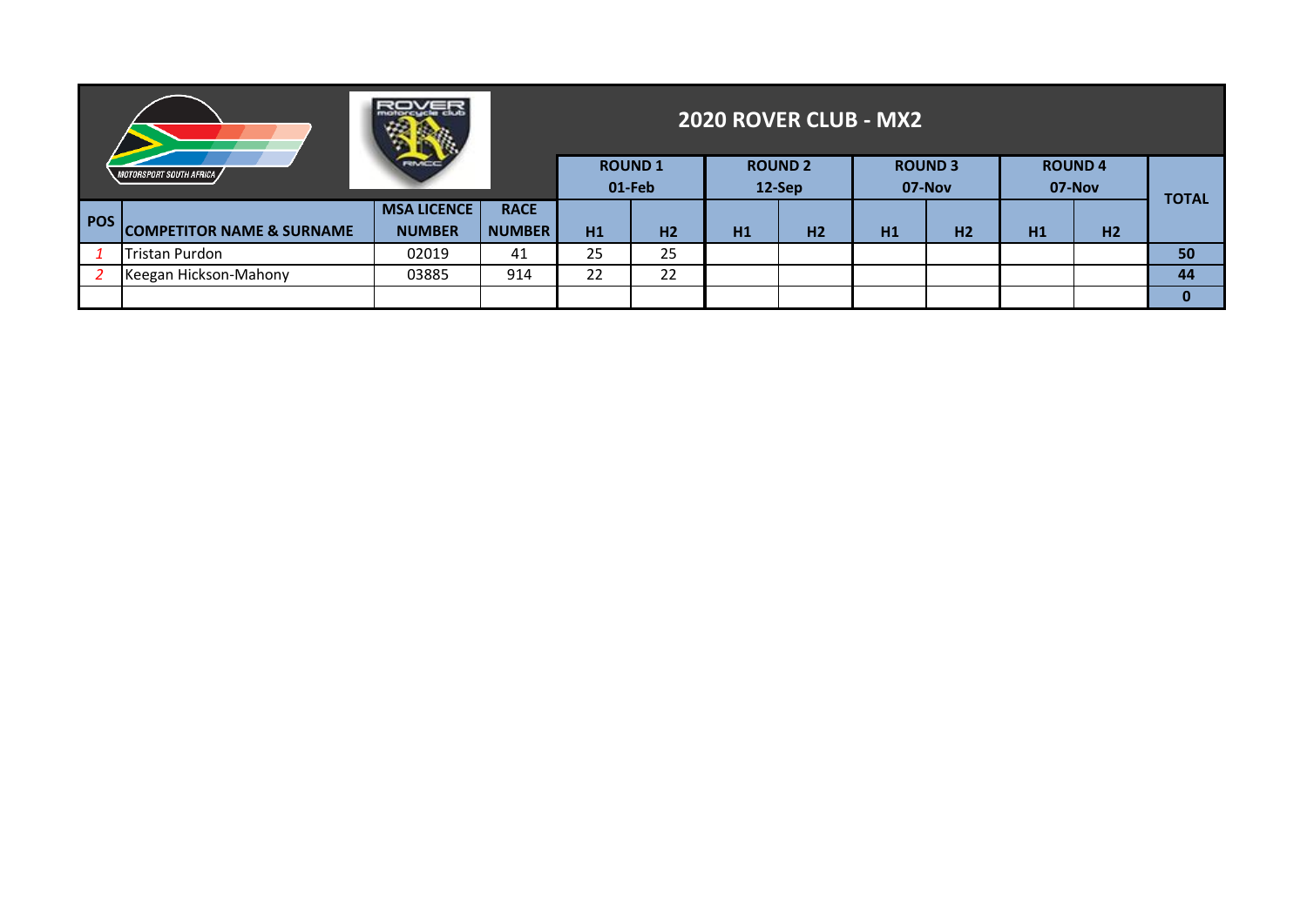## 2020 ROVER CLUB - MX2

| POS | COMPETITOR NAME & SURNAME | MSA LICENCE NUMBER | RACE NUMBER | ROUND 1 01-Feb | | ROUND 2 12-Sep | | ROUND 3 07-Nov | | ROUND 4 07-Nov | | TOTAL |
|---|---|---|---|---|---|---|---|---|---|---|---|---|
| | | | | H1 | H2 | H1 | H2 | H1 | H2 | H1 | H2 | |
| *1* | Tristan Purdon | 02019 | 41 | 25 | 25 | | | | | | | **50** |
| *2* | Keegan Hickson-Mahony | 03885 | 914 | 22 | 22 | | | | | | | **44** |
| | | | | | | | | | | | | **0** |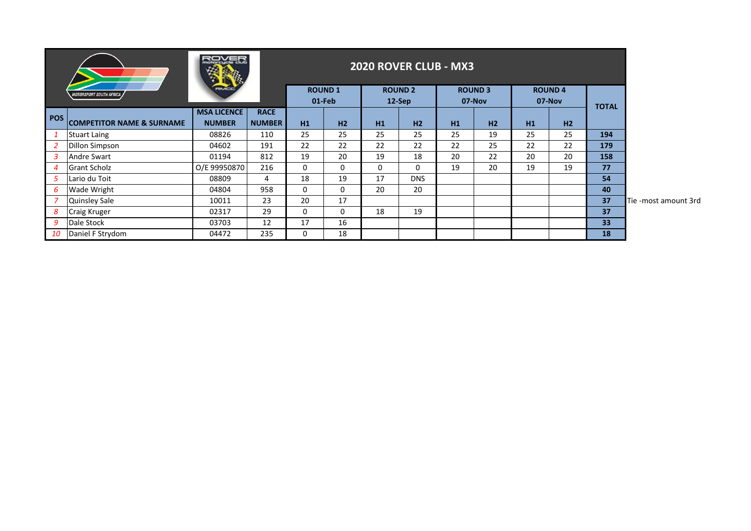# 2020 ROVER CLUB - MX3

| POS | COMPETITOR NAME & SURNAME | MSA LICENCE NUMBER | RACE NUMBER | ROUND 1 01-Feb H1 | ROUND 1 01-Feb H2 | ROUND 2 12-Sep H1 | ROUND 2 12-Sep H2 | ROUND 3 07-Nov H1 | ROUND 3 07-Nov H2 | ROUND 4 07-Nov H1 | ROUND 4 07-Nov H2 | TOTAL | |
|---|---|---|---|---|---|---|---|---|---|---|---|---|---|
| *1* | Stuart Laing | 08826 | 110 | 25 | 25 | 25 | 25 | 25 | 19 | 25 | 25 | **194** | |
| *2* | Dillon Simpson | 04602 | 191 | 22 | 22 | 22 | 22 | 22 | 25 | 22 | 22 | **179** | |
| *3* | Andre Swart | 01194 | 812 | 19 | 20 | 19 | 18 | 20 | 22 | 20 | 20 | **158** | |
| *4* | Grant Scholz | O/E 99950870 | 216 | 0 | 0 | 0 | 0 | 19 | 20 | 19 | 19 | **77** | |
| *5* | Lario du Toit | 08809 | 4 | 18 | 19 | 17 | DNS | | | | | **54** | |
| *6* | Wade Wright | 04804 | 958 | 0 | 0 | 20 | 20 | | | | | **40** | |
| *7* | Quinsley Sale | 10011 | 23 | 20 | 17 | | | | | | | **37** | Tie -most amount 3rd |
| *8* | Craig Kruger | 02317 | 29 | 0 | 0 | 18 | 19 | | | | | **37** | |
| *9* | Dale Stock | 03703 | 12 | 17 | 16 | | | | | | | **33** | |
| *10* | Daniel F Strydom | 04472 | 235 | 0 | 18 | | | | | | | **18** | |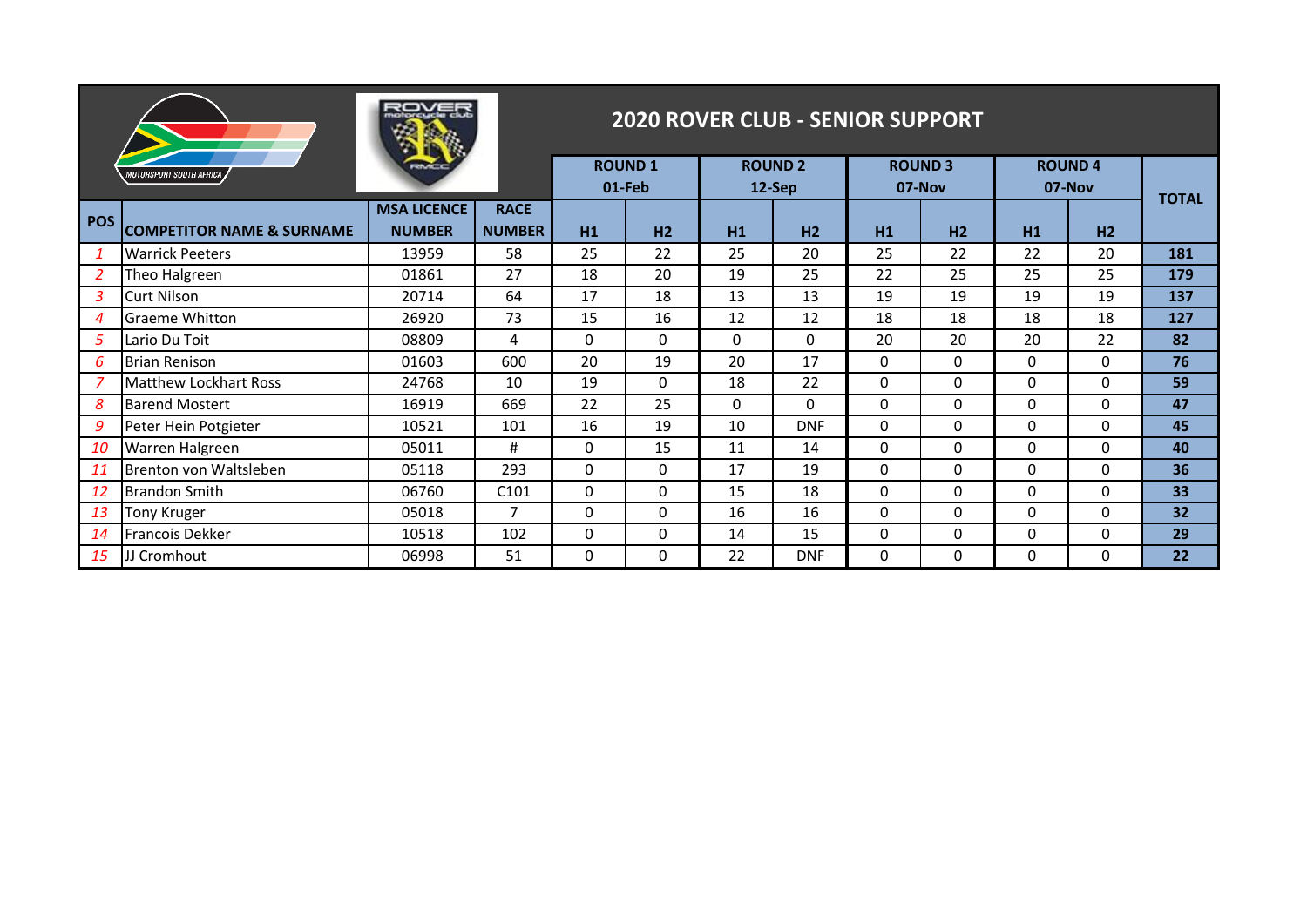# 2020 ROVER CLUB - SENIOR SUPPORT

| POS | COMPETITOR NAME & SURNAME | MSA LICENCE NUMBER | RACE NUMBER | ROUND 1 01-Feb | | ROUND 2 12-Sep | | ROUND 3 07-Nov | | ROUND 4 07-Nov | | TOTAL |
|---|---|---|---|---|---|---|---|---|---|---|---|---|
| | | | | H1 | H2 | H1 | H2 | H1 | H2 | H1 | H2 | |
| *1* | Warrick Peeters | 13959 | 58 | 25 | 22 | 25 | 20 | 25 | 22 | 22 | 20 | **181** |
| *2* | Theo Halgreen | 01861 | 27 | 18 | 20 | 19 | 25 | 22 | 25 | 25 | 25 | **179** |
| *3* | Curt Nilson | 20714 | 64 | 17 | 18 | 13 | 13 | 19 | 19 | 19 | 19 | **137** |
| *4* | Graeme Whitton | 26920 | 73 | 15 | 16 | 12 | 12 | 18 | 18 | 18 | 18 | **127** |
| *5* | Lario Du Toit | 08809 | 4 | 0 | 0 | 0 | 0 | 20 | 20 | 20 | 22 | **82** |
| *6* | Brian Renison | 01603 | 600 | 20 | 19 | 20 | 17 | 0 | 0 | 0 | 0 | **76** |
| *7* | Matthew Lockhart Ross | 24768 | 10 | 19 | 0 | 18 | 22 | 0 | 0 | 0 | 0 | **59** |
| *8* | Barend Mostert | 16919 | 669 | 22 | 25 | 0 | 0 | 0 | 0 | 0 | 0 | **47** |
| *9* | Peter Hein Potgieter | 10521 | 101 | 16 | 19 | 10 | DNF | 0 | 0 | 0 | 0 | **45** |
| *10* | Warren Halgreen | 05011 | # | 0 | 15 | 11 | 14 | 0 | 0 | 0 | 0 | **40** |
| *11* | Brenton von Waltsleben | 05118 | 293 | 0 | 0 | 17 | 19 | 0 | 0 | 0 | 0 | **36** |
| *12* | Brandon Smith | 06760 | C101 | 0 | 0 | 15 | 18 | 0 | 0 | 0 | 0 | **33** |
| *13* | Tony Kruger | 05018 | 7 | 0 | 0 | 16 | 16 | 0 | 0 | 0 | 0 | **32** |
| *14* | Francois Dekker | 10518 | 102 | 0 | 0 | 14 | 15 | 0 | 0 | 0 | 0 | **29** |
| *15* | JJ Cromhout | 06998 | 51 | 0 | 0 | 22 | DNF | 0 | 0 | 0 | 0 | **22** |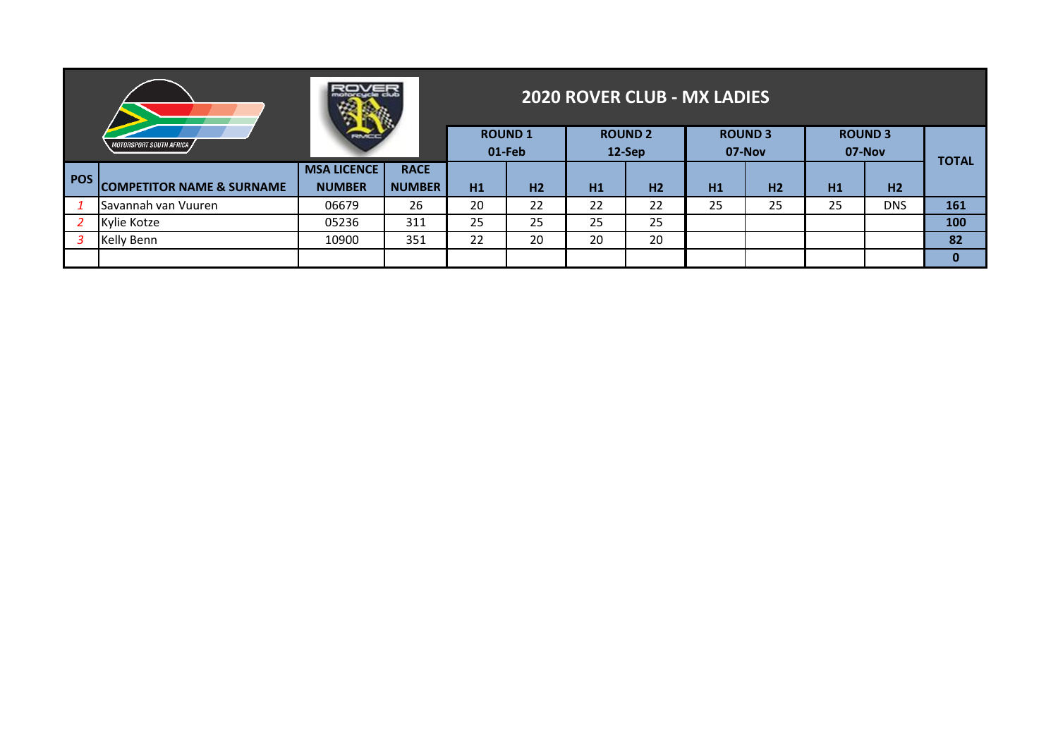# 2020 ROVER CLUB - MX LADIES

| POS | COMPETITOR NAME & SURNAME | MSA LICENCE NUMBER | RACE NUMBER | ROUND 1 01-Feb | | ROUND 2 12-Sep | | ROUND 3 07-Nov | | ROUND 3 07-Nov | | TOTAL |
|---|---|---|---|---|---|---|---|---|---|---|---|---|
| | | | | H1 | H2 | H1 | H2 | H1 | H2 | H1 | H2 | |
| 1 | Savannah van Vuuren | 06679 | 26 | 20 | 22 | 22 | 22 | 25 | 25 | 25 | DNS | **161** |
| 2 | Kylie Kotze | 05236 | 311 | 25 | 25 | 25 | 25 | | | | | **100** |
| 3 | Kelly Benn | 10900 | 351 | 22 | 20 | 20 | 20 | | | | | **82** |
| | | | | | | | | | | | | **0** |